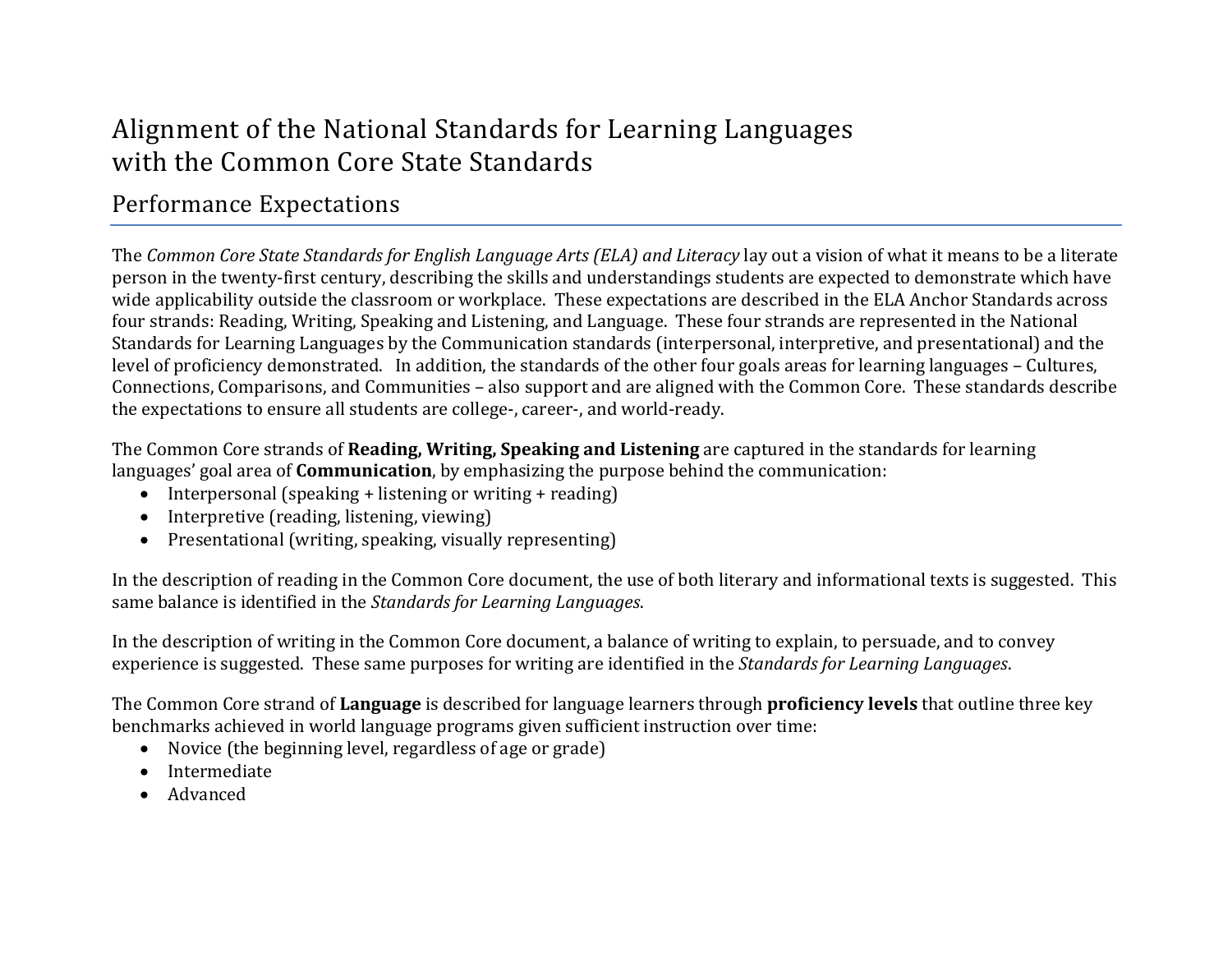# Alignment of the National Standards for Learning Languages with the Common Core State Standards

## Performance Expectations

The *Common Core State Standards for English Language Arts (ELA) and Literacy* lay out a vision of what it means to be a literate person in the twenty-first century, describing the skills and understandings students are expected to demonstrate which have wide applicability outside the classroom or workplace. These expectations are described in the ELA Anchor Standards across four strands: Reading, Writing, Speaking and Listening, and Language. These four strands are represented in the National Standards for Learning Languages by the Communication standards (interpersonal, interpretive, and presentational) and the level of proficiency demonstrated. In addition, the standards of the other four goals areas for learning languages – Cultures, Connections, Comparisons, and Communities – also support and are aligned with the Common Core. These standards describe the expectations to ensure all students are college-, career-, and world-ready.

The Common Core strands of **Reading, Writing, Speaking and Listening** are captured in the standards for learning languages' goal area of **Communication**, by emphasizing the purpose behind the communication:

- Interpersonal (speaking + listening or writing + reading)
- Interpretive (reading, listening, viewing)
- Presentational (writing, speaking, visually representing)

In the description of reading in the Common Core document, the use of both literary and informational texts is suggested. This same balance is identified in the *Standards for Learning Languages*.

In the description of writing in the Common Core document, a balance of writing to explain, to persuade, and to convey experience is suggested. These same purposes for writing are identified in the *Standards for Learning Languages*.

The Common Core strand of **Language** is described for language learners through **proficiency levels** that outline three key benchmarks achieved in world language programs given sufficient instruction over time:

- Novice (the beginning level, regardless of age or grade)
- Intermediate
- Advanced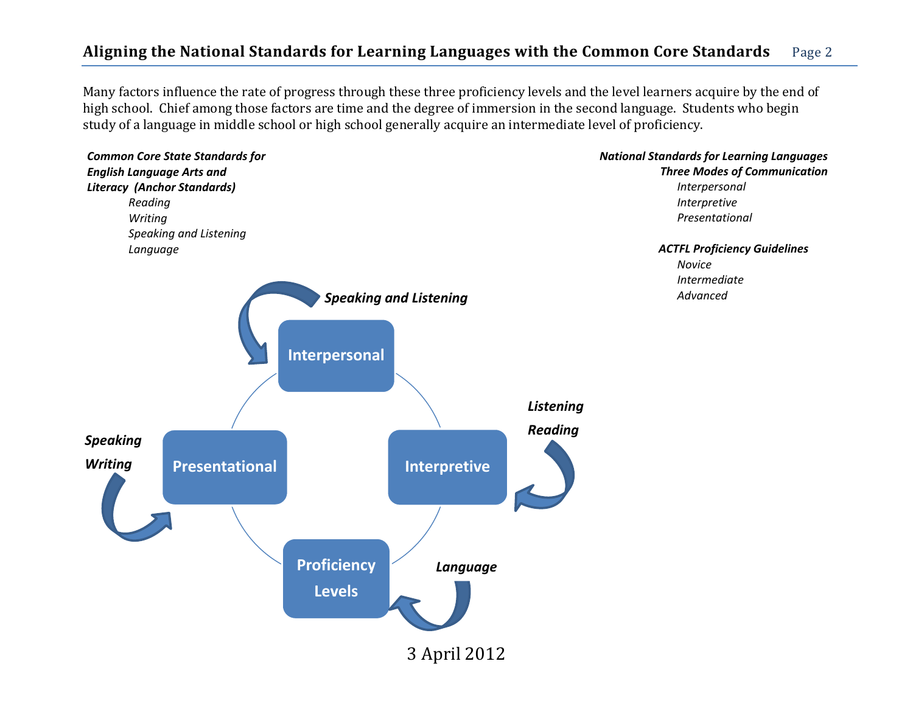Many factors influence the rate of progress through these three proficiency levels and the level learners acquire by the end of high school. Chief among those factors are time and the degree of immersion in the second language. Students who begin study of a language in middle school or high school generally acquire an intermediate level of proficiency.

***Common Core State Standards for English Language Arts and Literacy (Anchor Standards)***

- *Reading*
- *Writing*
- *Speaking and Listening*
- *Language*

***National Standards for Learning Languages***

***Three Modes of Communication***

- *Interpersonal*
- *Interpretive*
- *Presentational*

***ACTFL Proficiency Guidelines***

- *Novice*
- *Intermediate*
- *Advanced*

***Speaking and Listening*** → **Interpersonal**

***Listening***
***Reading*** → **Interpretive**

***Speaking***
***Writing*** → **Presentational**

***Language*** → **Proficiency Levels**

3 April 2012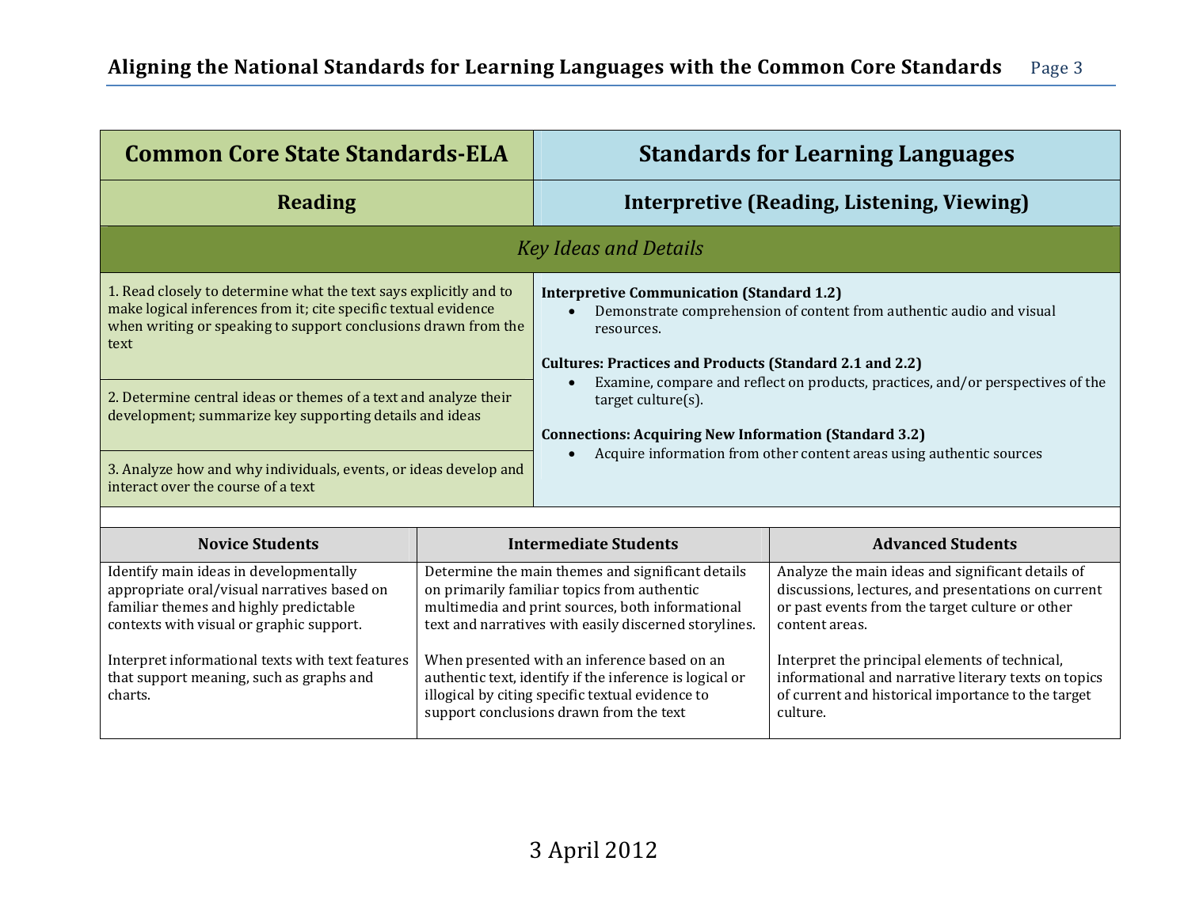| Common Core State Standards-ELA | Standards for Learning Languages |
|---|---|
| **Reading** | **Interpretive (Reading, Listening, Viewing)** |
| *Key Ideas and Details* | |
| 1. Read closely to determine what the text says explicitly and to make logical inferences from it; cite specific textual evidence when writing or speaking to support conclusions drawn from the text<br><br>2. Determine central ideas or themes of a text and analyze their development; summarize key supporting details and ideas<br><br>3. Analyze how and why individuals, events, or ideas develop and interact over the course of a text | **Interpretive Communication (Standard 1.2)**<br>• Demonstrate comprehension of content from authentic audio and visual resources.<br><br>**Cultures: Practices and Products (Standard 2.1 and 2.2)**<br>• Examine, compare and reflect on products, practices, and/or perspectives of the target culture(s).<br><br>**Connections: Acquiring New Information (Standard 3.2)**<br>• Acquire information from other content areas using authentic sources |

| Novice Students | Intermediate Students | Advanced Students |
|---|---|---|
| Identify main ideas in developmentally appropriate oral/visual narratives based on familiar themes and highly predictable contexts with visual or graphic support.<br><br>Interpret informational texts with text features that support meaning, such as graphs and charts. | Determine the main themes and significant details on primarily familiar topics from authentic multimedia and print sources, both informational text and narratives with easily discerned storylines.<br><br>When presented with an inference based on an authentic text, identify if the inference is logical or illogical by citing specific textual evidence to support conclusions drawn from the text | Analyze the main ideas and significant details of discussions, lectures, and presentations on current or past events from the target culture or other content areas.<br><br>Interpret the principal elements of technical, informational and narrative literary texts on topics of current and historical importance to the target culture. |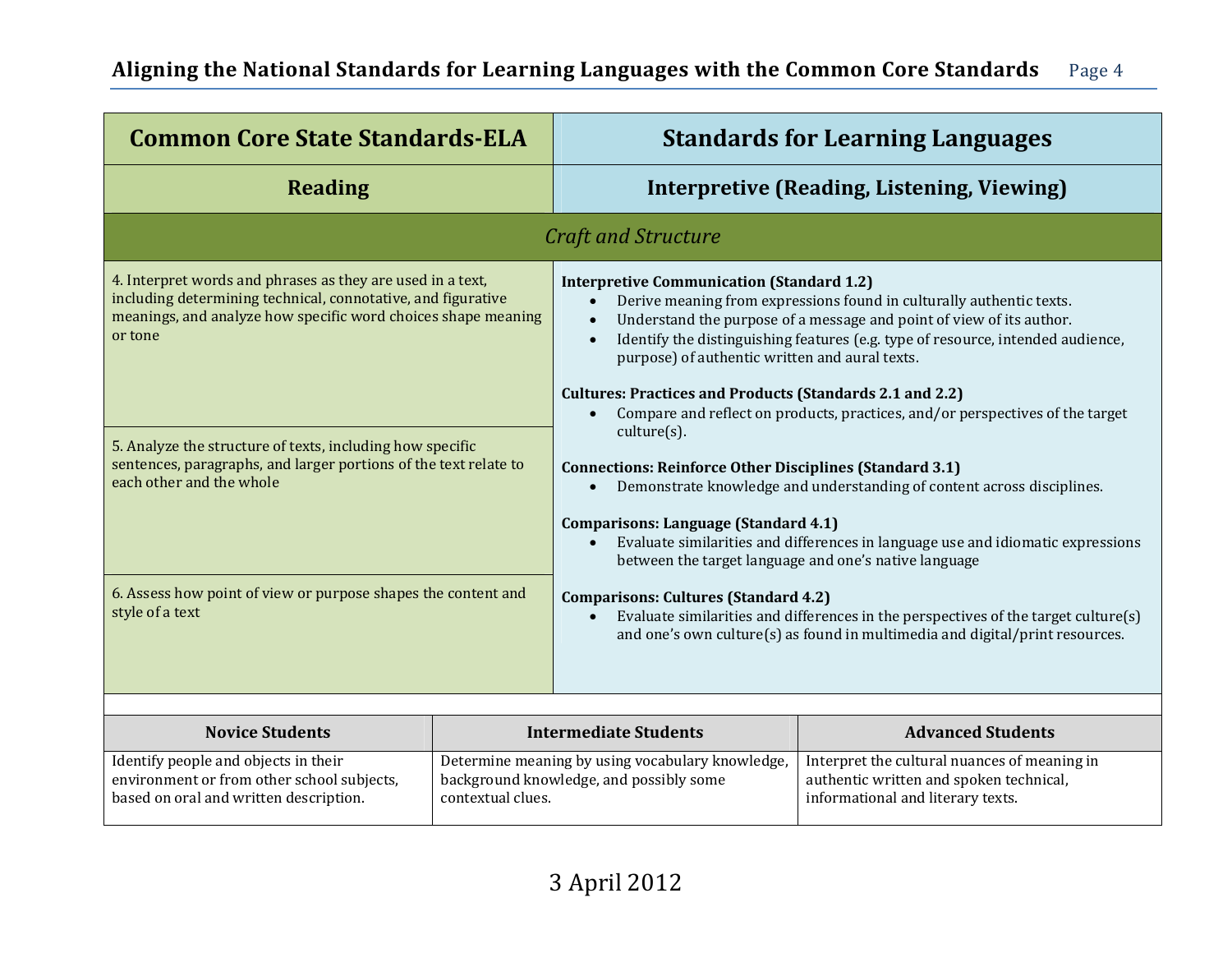| Common Core State Standards-ELA | Standards for Learning Languages |
|---|---|
| **Reading** | **Interpretive (Reading, Listening, Viewing)** |
| *Craft and Structure* | |
| 4. Interpret words and phrases as they are used in a text, including determining technical, connotative, and figurative meanings, and analyze how specific word choices shape meaning or tone<br><br>5. Analyze the structure of texts, including how specific sentences, paragraphs, and larger portions of the text relate to each other and the whole<br><br>6. Assess how point of view or purpose shapes the content and style of a text | **Interpretive Communication (Standard 1.2)**<br>• Derive meaning from expressions found in culturally authentic texts.<br>• Understand the purpose of a message and point of view of its author.<br>• Identify the distinguishing features (e.g. type of resource, intended audience, purpose) of authentic written and aural texts.<br><br>**Cultures: Practices and Products (Standards 2.1 and 2.2)**<br>• Compare and reflect on products, practices, and/or perspectives of the target culture(s).<br><br>**Connections: Reinforce Other Disciplines (Standard 3.1)**<br>• Demonstrate knowledge and understanding of content across disciplines.<br><br>**Comparisons: Language (Standard 4.1)**<br>• Evaluate similarities and differences in language use and idiomatic expressions between the target language and one's native language<br><br>**Comparisons: Cultures (Standard 4.2)**<br>• Evaluate similarities and differences in the perspectives of the target culture(s) and one's own culture(s) as found in multimedia and digital/print resources. |

| Novice Students | Intermediate Students | Advanced Students |
|---|---|---|
| Identify people and objects in their environment or from other school subjects, based on oral and written description. | Determine meaning by using vocabulary knowledge, background knowledge, and possibly some contextual clues. | Interpret the cultural nuances of meaning in authentic written and spoken technical, informational and literary texts. |

3 April 2012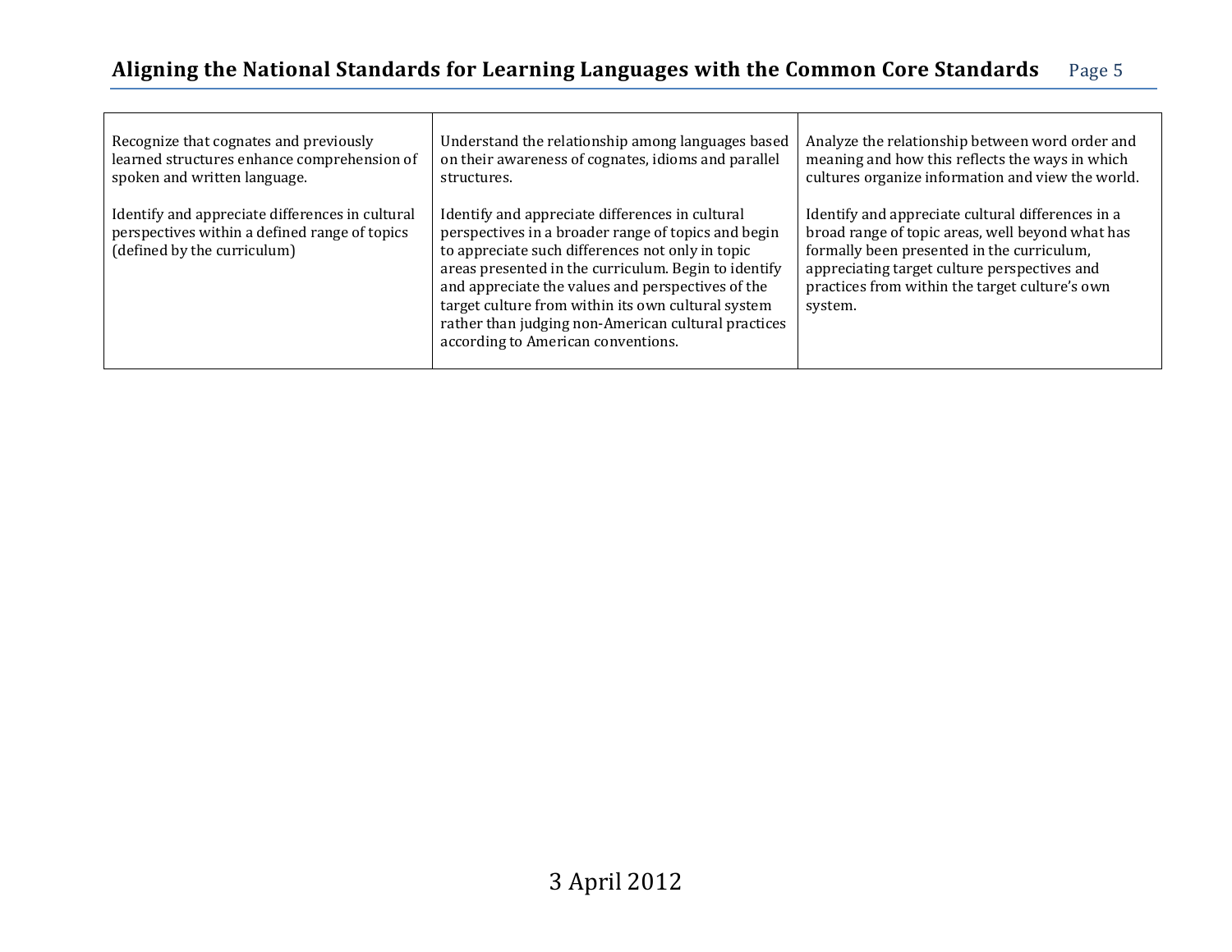| | | |
|---|---|---|
| Recognize that cognates and previously learned structures enhance comprehension of spoken and written language.<br><br>Identify and appreciate differences in cultural perspectives within a defined range of topics (defined by the curriculum) | Understand the relationship among languages based on their awareness of cognates, idioms and parallel structures.<br><br>Identify and appreciate differences in cultural perspectives in a broader range of topics and begin to appreciate such differences not only in topic areas presented in the curriculum. Begin to identify and appreciate the values and perspectives of the target culture from within its own cultural system rather than judging non-American cultural practices according to American conventions. | Analyze the relationship between word order and meaning and how this reflects the ways in which cultures organize information and view the world.<br><br>Identify and appreciate cultural differences in a broad range of topic areas, well beyond what has formally been presented in the curriculum, appreciating target culture perspectives and practices from within the target culture's own system. |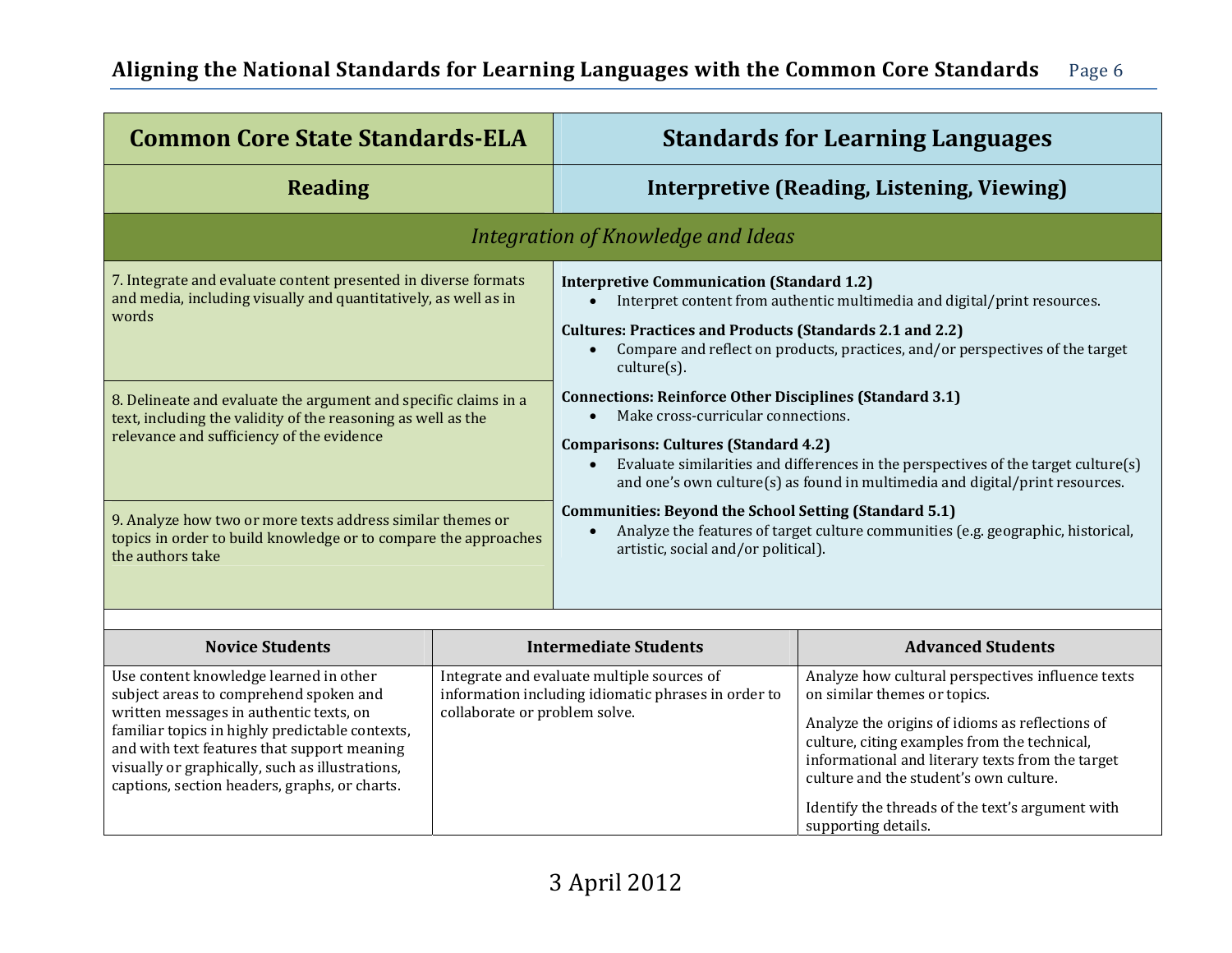| Common Core State Standards-ELA | Standards for Learning Languages |
|---|---|
| **Reading** | **Interpretive (Reading, Listening, Viewing)** |
| *Integration of Knowledge and Ideas* | |
| 7. Integrate and evaluate content presented in diverse formats and media, including visually and quantitatively, as well as in words<br><br>8. Delineate and evaluate the argument and specific claims in a text, including the validity of the reasoning as well as the relevance and sufficiency of the evidence<br><br>9. Analyze how two or more texts address similar themes or topics in order to build knowledge or to compare the approaches the authors take | **Interpretive Communication (Standard 1.2)**<br>• Interpret content from authentic multimedia and digital/print resources.<br>**Cultures: Practices and Products (Standards 2.1 and 2.2)**<br>• Compare and reflect on products, practices, and/or perspectives of the target culture(s).<br>**Connections: Reinforce Other Disciplines (Standard 3.1)**<br>• Make cross-curricular connections.<br>**Comparisons: Cultures (Standard 4.2)**<br>• Evaluate similarities and differences in the perspectives of the target culture(s) and one's own culture(s) as found in multimedia and digital/print resources.<br>**Communities: Beyond the School Setting (Standard 5.1)**<br>• Analyze the features of target culture communities (e.g. geographic, historical, artistic, social and/or political). |

| Novice Students | Intermediate Students | Advanced Students |
|---|---|---|
| Use content knowledge learned in other subject areas to comprehend spoken and written messages in authentic texts, on familiar topics in highly predictable contexts, and with text features that support meaning visually or graphically, such as illustrations, captions, section headers, graphs, or charts. | Integrate and evaluate multiple sources of information including idiomatic phrases in order to collaborate or problem solve. | Analyze how cultural perspectives influence texts on similar themes or topics.<br><br>Analyze the origins of idioms as reflections of culture, citing examples from the technical, informational and literary texts from the target culture and the student's own culture.<br><br>Identify the threads of the text's argument with supporting details. |

3 April 2012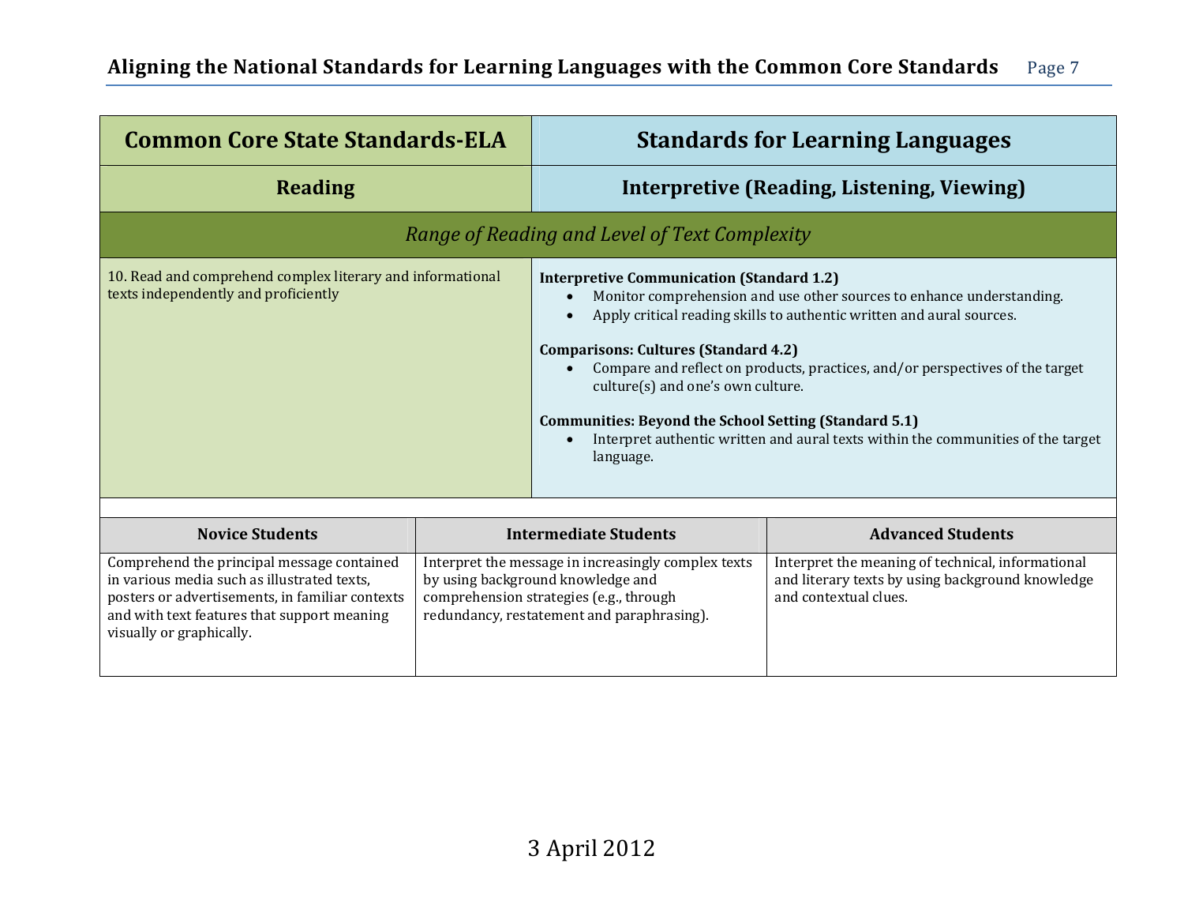| Common Core State Standards-ELA | Standards for Learning Languages |
|---|---|
| **Reading** | **Interpretive (Reading, Listening, Viewing)** |
| *Range of Reading and Level of Text Complexity* | |
| 10. Read and comprehend complex literary and informational texts independently and proficiently | **Interpretive Communication (Standard 1.2)**<br>• Monitor comprehension and use other sources to enhance understanding.<br>• Apply critical reading skills to authentic written and aural sources.<br><br>**Comparisons: Cultures (Standard 4.2)**<br>• Compare and reflect on products, practices, and/or perspectives of the target culture(s) and one's own culture.<br><br>**Communities: Beyond the School Setting (Standard 5.1)**<br>• Interpret authentic written and aural texts within the communities of the target language. |

| Novice Students | Intermediate Students | Advanced Students |
|---|---|---|
| Comprehend the principal message contained in various media such as illustrated texts, posters or advertisements, in familiar contexts and with text features that support meaning visually or graphically. | Interpret the message in increasingly complex texts by using background knowledge and comprehension strategies (e.g., through redundancy, restatement and paraphrasing). | Interpret the meaning of technical, informational and literary texts by using background knowledge and contextual clues. |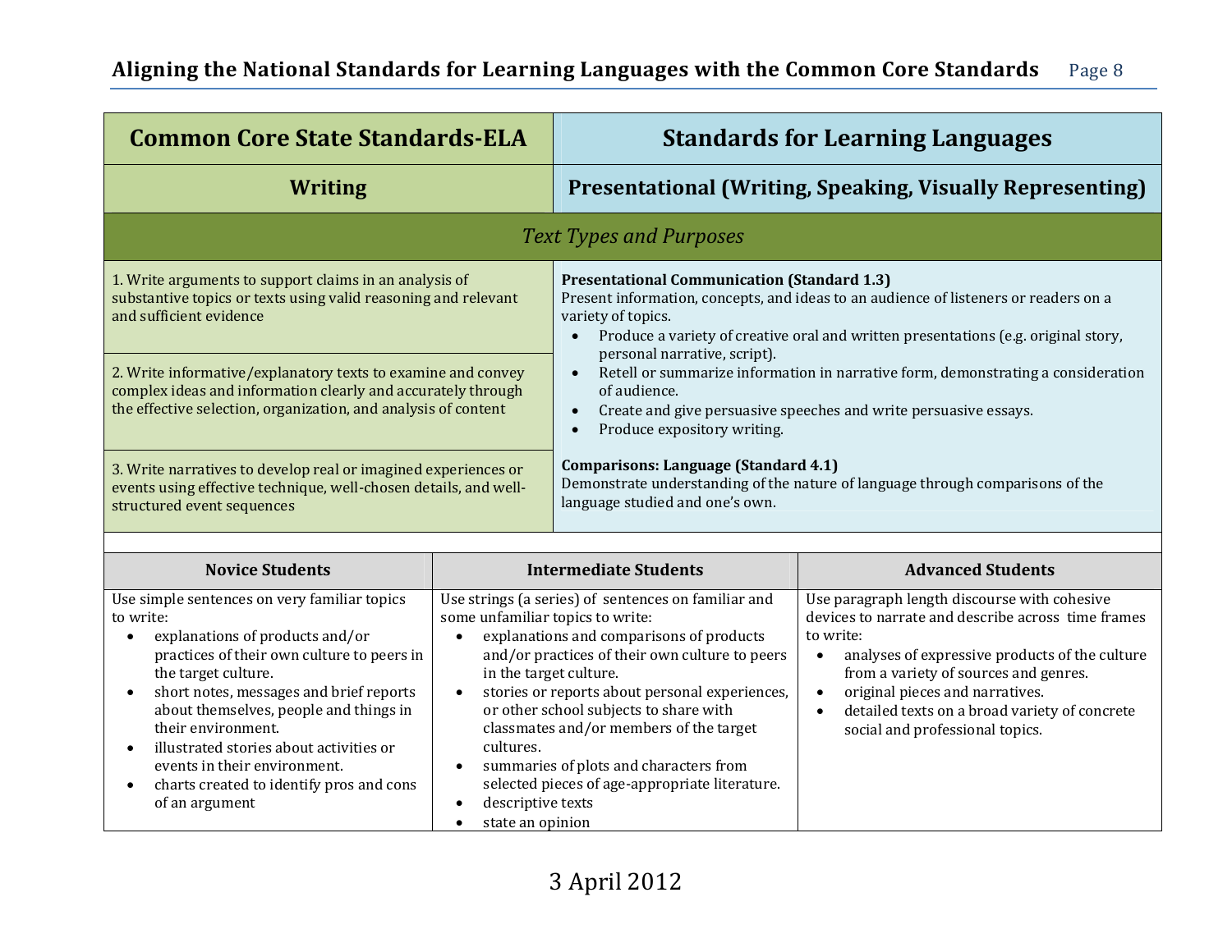| Common Core State Standards-ELA | Standards for Learning Languages |
|---|---|
| **Writing** | **Presentational (Writing, Speaking, Visually Representing)** |
| *Text Types and Purposes* | |
| 1. Write arguments to support claims in an analysis of substantive topics or texts using valid reasoning and relevant and sufficient evidence | **Presentational Communication (Standard 1.3)**<br>Present information, concepts, and ideas to an audience of listeners or readers on a variety of topics.<br>• Produce a variety of creative oral and written presentations (e.g. original story, personal narrative, script).<br>• Retell or summarize information in narrative form, demonstrating a consideration of audience.<br>• Create and give persuasive speeches and write persuasive essays.<br>• Produce expository writing.<br><br>**Comparisons: Language (Standard 4.1)**<br>Demonstrate understanding of the nature of language through comparisons of the language studied and one's own. |
| 2. Write informative/explanatory texts to examine and convey complex ideas and information clearly and accurately through the effective selection, organization, and analysis of content | |
| 3. Write narratives to develop real or imagined experiences or events using effective technique, well-chosen details, and well-structured event sequences | |

| Novice Students | Intermediate Students | Advanced Students |
|---|---|---|
| Use simple sentences on very familiar topics to write:<br>• explanations of products and/or practices of their own culture to peers in the target culture.<br>• short notes, messages and brief reports about themselves, people and things in their environment.<br>• illustrated stories about activities or events in their environment.<br>• charts created to identify pros and cons of an argument | Use strings (a series) of sentences on familiar and some unfamiliar topics to write:<br>• explanations and comparisons of products and/or practices of their own culture to peers in the target culture.<br>• stories or reports about personal experiences, or other school subjects to share with classmates and/or members of the target cultures.<br>• summaries of plots and characters from selected pieces of age-appropriate literature.<br>• descriptive texts<br>• state an opinion | Use paragraph length discourse with cohesive devices to narrate and describe across time frames to write:<br>• analyses of expressive products of the culture from a variety of sources and genres.<br>• original pieces and narratives.<br>• detailed texts on a broad variety of concrete social and professional topics. |

3 April 2012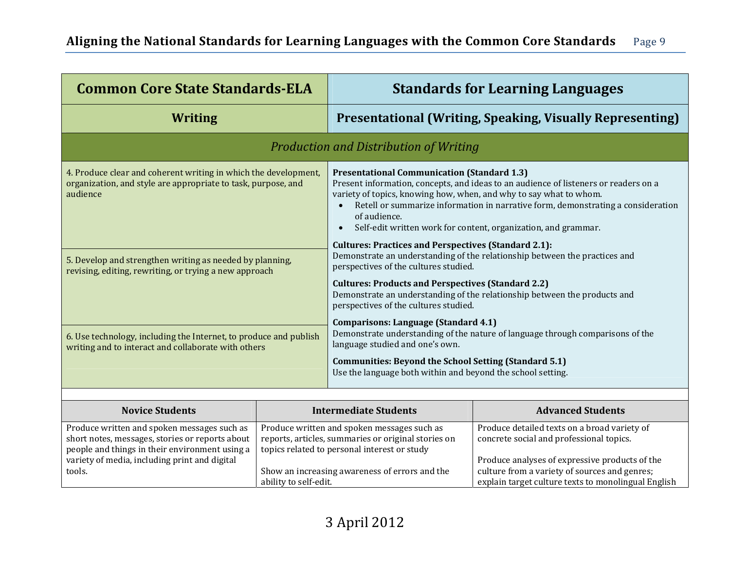| Common Core State Standards-ELA | Standards for Learning Languages |
|---|---|
| **Writing** | **Presentational (Writing, Speaking, Visually Representing)** |
| *Production and Distribution of Writing* | |
| 4. Produce clear and coherent writing in which the development, organization, and style are appropriate to task, purpose, and audience | **Presentational Communication (Standard 1.3)**<br>Present information, concepts, and ideas to an audience of listeners or readers on a variety of topics, knowing how, when, and why to say what to whom.<br>• Retell or summarize information in narrative form, demonstrating a consideration of audience.<br>• Self-edit written work for content, organization, and grammar.<br>**Cultures: Practices and Perspectives (Standard 2.1):**<br>Demonstrate an understanding of the relationship between the practices and perspectives of the cultures studied.<br>**Cultures: Products and Perspectives (Standard 2.2)**<br>Demonstrate an understanding of the relationship between the products and perspectives of the cultures studied.<br>**Comparisons: Language (Standard 4.1)**<br>Demonstrate understanding of the nature of language through comparisons of the language studied and one's own.<br>**Communities: Beyond the School Setting (Standard 5.1)**<br>Use the language both within and beyond the school setting. |
| 5. Develop and strengthen writing as needed by planning, revising, editing, rewriting, or trying a new approach | |
| 6. Use technology, including the Internet, to produce and publish writing and to interact and collaborate with others | |

| Novice Students | Intermediate Students | Advanced Students |
|---|---|---|
| Produce written and spoken messages such as short notes, messages, stories or reports about people and things in their environment using a variety of media, including print and digital tools. | Produce written and spoken messages such as reports, articles, summaries or original stories on topics related to personal interest or study<br><br>Show an increasing awareness of errors and the ability to self-edit. | Produce detailed texts on a broad variety of concrete social and professional topics.<br><br>Produce analyses of expressive products of the culture from a variety of sources and genres; explain target culture texts to monolingual English |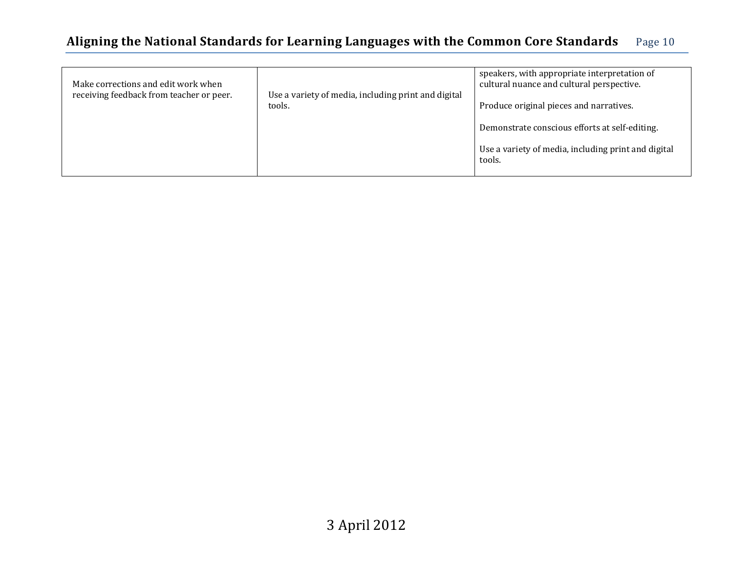| | | |
|---|---|---|
| Make corrections and edit work when receiving feedback from teacher or peer. | Use a variety of media, including print and digital tools. | speakers, with appropriate interpretation of cultural nuance and cultural perspective.<br><br>Produce original pieces and narratives.<br><br>Demonstrate conscious efforts at self-editing.<br><br>Use a variety of media, including print and digital tools. |

3 April 2012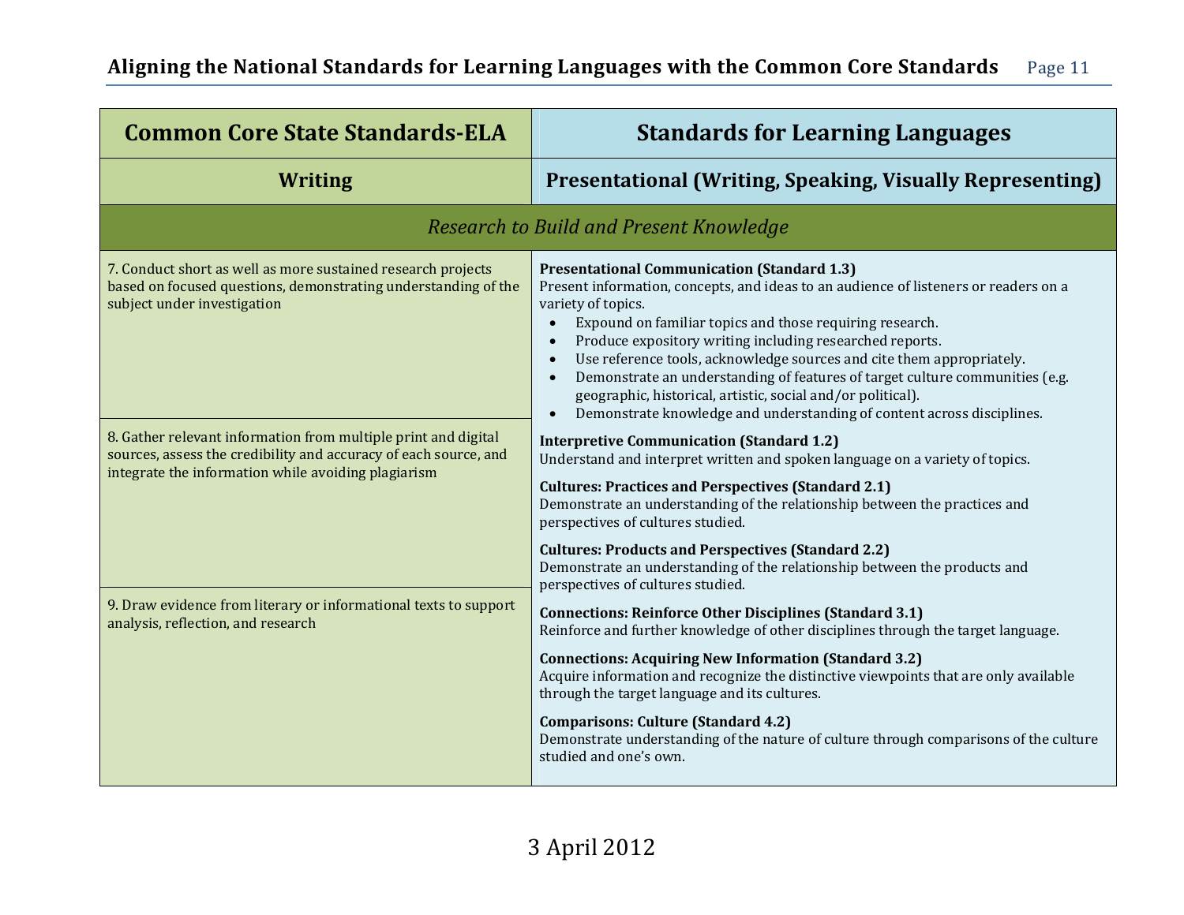| Common Core State Standards-ELA | Standards for Learning Languages |
|---|---|
| **Writing** | **Presentational (Writing, Speaking, Visually Representing)** |
| *Research to Build and Present Knowledge* | |
| 7. Conduct short as well as more sustained research projects based on focused questions, demonstrating understanding of the subject under investigation<br><br>8. Gather relevant information from multiple print and digital sources, assess the credibility and accuracy of each source, and integrate the information while avoiding plagiarism<br><br>9. Draw evidence from literary or informational texts to support analysis, reflection, and research | **Presentational Communication (Standard 1.3)**<br>Present information, concepts, and ideas to an audience of listeners or readers on a variety of topics.<br>• Expound on familiar topics and those requiring research.<br>• Produce expository writing including researched reports.<br>• Use reference tools, acknowledge sources and cite them appropriately.<br>• Demonstrate an understanding of features of target culture communities (e.g. geographic, historical, artistic, social and/or political).<br>• Demonstrate knowledge and understanding of content across disciplines.<br><br>**Interpretive Communication (Standard 1.2)**<br>Understand and interpret written and spoken language on a variety of topics.<br><br>**Cultures: Practices and Perspectives (Standard 2.1)**<br>Demonstrate an understanding of the relationship between the practices and perspectives of cultures studied.<br><br>**Cultures: Products and Perspectives (Standard 2.2)**<br>Demonstrate an understanding of the relationship between the products and perspectives of cultures studied.<br><br>**Connections: Reinforce Other Disciplines (Standard 3.1)**<br>Reinforce and further knowledge of other disciplines through the target language.<br><br>**Connections: Acquiring New Information (Standard 3.2)**<br>Acquire information and recognize the distinctive viewpoints that are only available through the target language and its cultures.<br><br>**Comparisons: Culture (Standard 4.2)**<br>Demonstrate understanding of the nature of culture through comparisons of the culture studied and one's own. |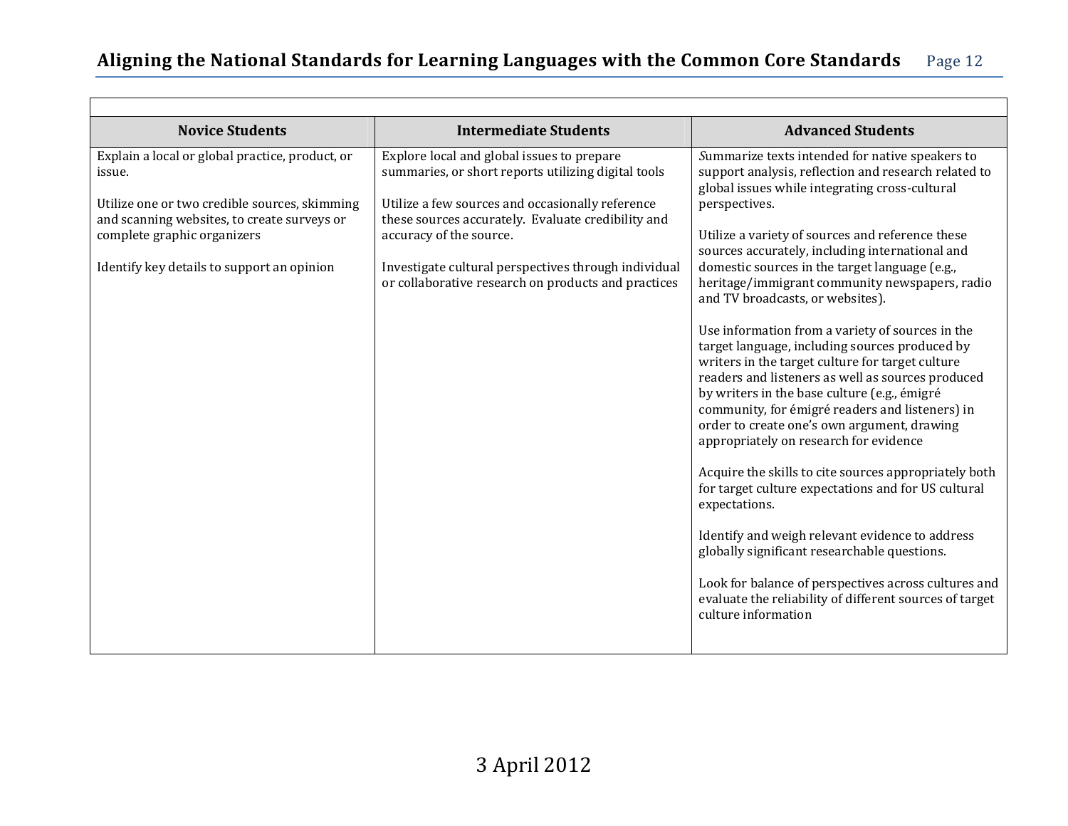| Novice Students | Intermediate Students | Advanced Students |
|---|---|---|
| Explain a local or global practice, product, or issue.<br><br>Utilize one or two credible sources, skimming and scanning websites, to create surveys or complete graphic organizers<br><br>Identify key details to support an opinion | Explore local and global issues to prepare summaries, or short reports utilizing digital tools<br><br>Utilize a few sources and occasionally reference these sources accurately. Evaluate credibility and accuracy of the source.<br><br>Investigate cultural perspectives through individual or collaborative research on products and practices | *S*ummarize texts intended for native speakers to support analysis, reflection and research related to global issues while integrating cross-cultural perspectives.<br><br>Utilize a variety of sources and reference these sources accurately, including international and domestic sources in the target language (e.g., heritage/immigrant community newspapers, radio and TV broadcasts, or websites).<br><br>Use information from a variety of sources in the target language, including sources produced by writers in the target culture for target culture readers and listeners as well as sources produced by writers in the base culture (e.g., émigré community, for émigré readers and listeners) in order to create one's own argument, drawing appropriately on research for evidence<br><br>Acquire the skills to cite sources appropriately both for target culture expectations and for US cultural expectations.<br><br>Identify and weigh relevant evidence to address globally significant researchable questions.<br><br>Look for balance of perspectives across cultures and evaluate the reliability of different sources of target culture information |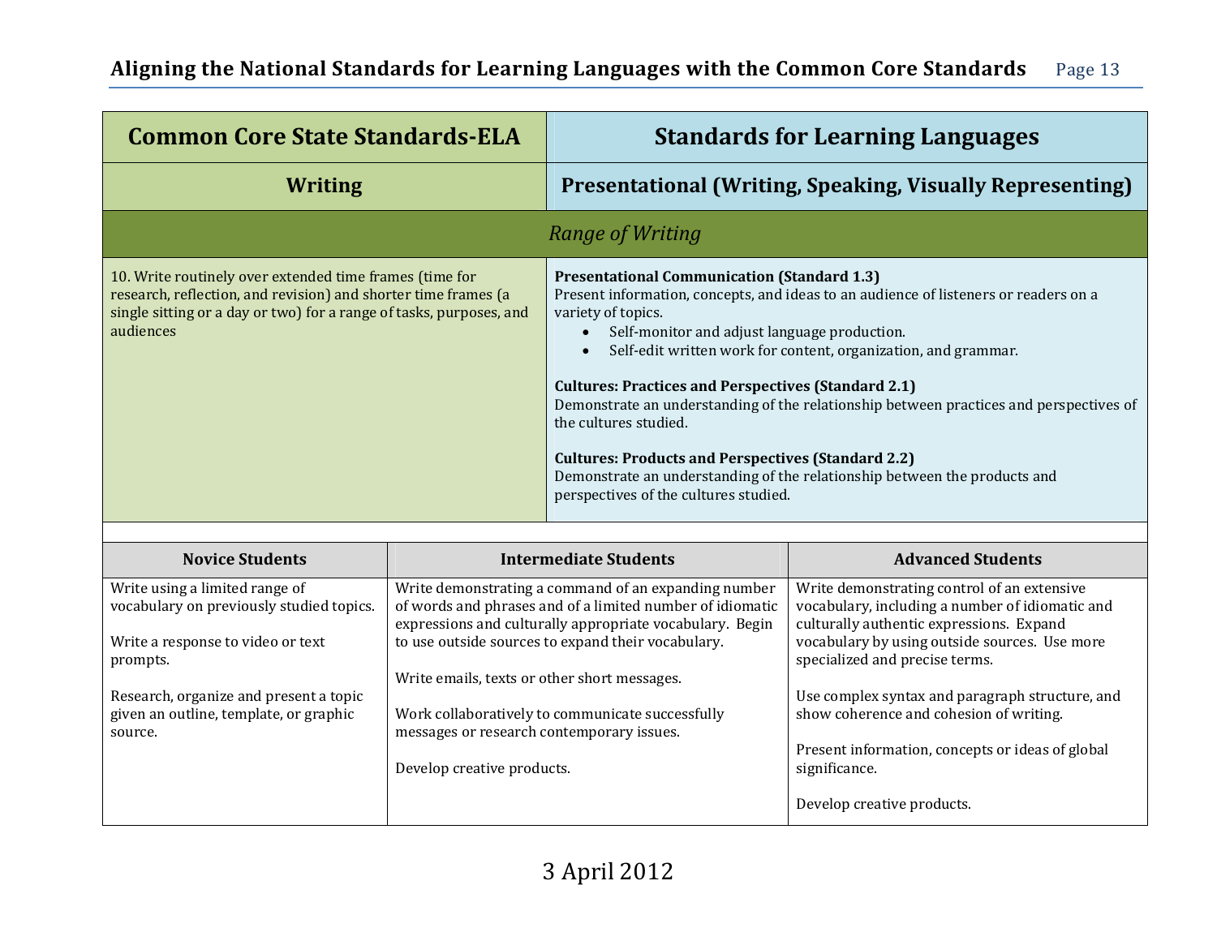| Common Core State Standards-ELA | Standards for Learning Languages |
|---|---|
| **Writing** | **Presentational (Writing, Speaking, Visually Representing)** |
| *Range of Writing* | |
| 10. Write routinely over extended time frames (time for research, reflection, and revision) and shorter time frames (a single sitting or a day or two) for a range of tasks, purposes, and audiences | **Presentational Communication (Standard 1.3)**<br>Present information, concepts, and ideas to an audience of listeners or readers on a variety of topics.<br>• Self-monitor and adjust language production.<br>• Self-edit written work for content, organization, and grammar.<br><br>**Cultures: Practices and Perspectives (Standard 2.1)**<br>Demonstrate an understanding of the relationship between practices and perspectives of the cultures studied.<br><br>**Cultures: Products and Perspectives (Standard 2.2)**<br>Demonstrate an understanding of the relationship between the products and perspectives of the cultures studied. |

| Novice Students | Intermediate Students | Advanced Students |
|---|---|---|
| Write using a limited range of vocabulary on previously studied topics.<br><br>Write a response to video or text prompts.<br><br>Research, organize and present a topic given an outline, template, or graphic source. | Write demonstrating a command of an expanding number of words and phrases and of a limited number of idiomatic expressions and culturally appropriate vocabulary. Begin to use outside sources to expand their vocabulary.<br><br>Write emails, texts or other short messages.<br><br>Work collaboratively to communicate successfully messages or research contemporary issues.<br><br>Develop creative products. | Write demonstrating control of an extensive vocabulary, including a number of idiomatic and culturally authentic expressions. Expand vocabulary by using outside sources. Use more specialized and precise terms.<br><br>Use complex syntax and paragraph structure, and show coherence and cohesion of writing.<br><br>Present information, concepts or ideas of global significance.<br><br>Develop creative products. |

3 April 2012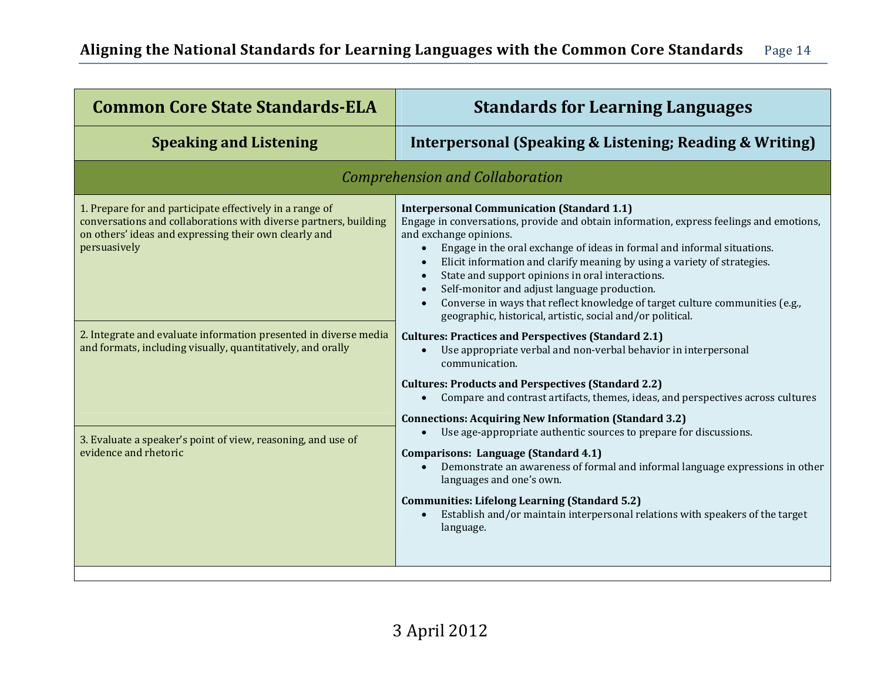| Common Core State Standards-ELA | Standards for Learning Languages |
|---|---|
| **Speaking and Listening** | **Interpersonal (Speaking & Listening; Reading & Writing)** |
| *Comprehension and Collaboration* | |
| 1. Prepare for and participate effectively in a range of conversations and collaborations with diverse partners, building on others' ideas and expressing their own clearly and persuasively<br><br>2. Integrate and evaluate information presented in diverse media and formats, including visually, quantitatively, and orally<br><br>3. Evaluate a speaker's point of view, reasoning, and use of evidence and rhetoric | **Interpersonal Communication (Standard 1.1)**<br>Engage in conversations, provide and obtain information, express feelings and emotions, and exchange opinions.<br>• Engage in the oral exchange of ideas in formal and informal situations.<br>• Elicit information and clarify meaning by using a variety of strategies.<br>• State and support opinions in oral interactions.<br>• Self-monitor and adjust language production.<br>• Converse in ways that reflect knowledge of target culture communities (e.g., geographic, historical, artistic, social and/or political.<br><br>**Cultures: Practices and Perspectives (Standard 2.1)**<br>• Use appropriate verbal and non-verbal behavior in interpersonal communication.<br><br>**Cultures: Products and Perspectives (Standard 2.2)**<br>• Compare and contrast artifacts, themes, ideas, and perspectives across cultures<br><br>**Connections: Acquiring New Information (Standard 3.2)**<br>• Use age-appropriate authentic sources to prepare for discussions.<br><br>**Comparisons: Language (Standard 4.1)**<br>• Demonstrate an awareness of formal and informal language expressions in other languages and one's own.<br><br>**Communities: Lifelong Learning (Standard 5.2)**<br>• Establish and/or maintain interpersonal relations with speakers of the target language. |

3 April 2012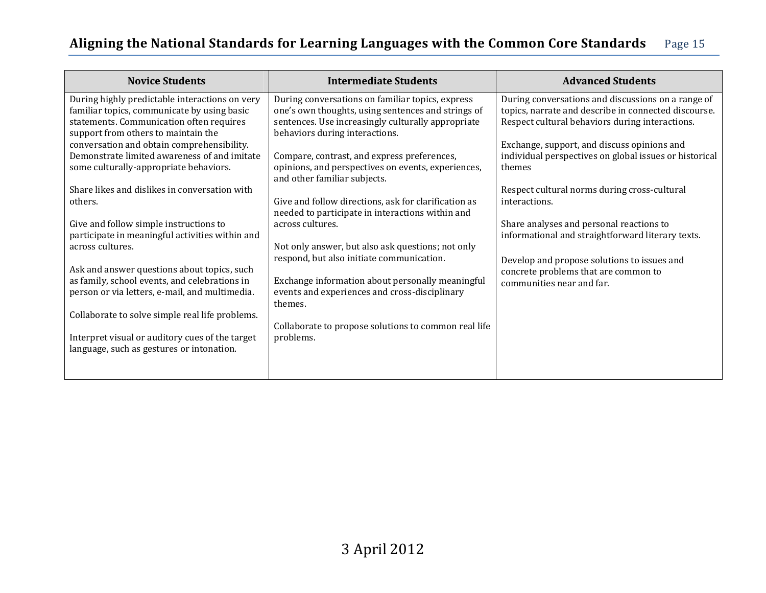| Novice Students | Intermediate Students | Advanced Students |
| --- | --- | --- |
| During highly predictable interactions on very familiar topics, communicate by using basic statements. Communication often requires support from others to maintain the conversation and obtain comprehensibility. Demonstrate limited awareness of and imitate some culturally-appropriate behaviors.<br><br>Share likes and dislikes in conversation with others.<br><br>Give and follow simple instructions to participate in meaningful activities within and across cultures.<br><br>Ask and answer questions about topics, such as family, school events, and celebrations in person or via letters, e-mail, and multimedia.<br><br>Collaborate to solve simple real life problems.<br><br>Interpret visual or auditory cues of the target language, such as gestures or intonation. | During conversations on familiar topics, express one's own thoughts, using sentences and strings of sentences. Use increasingly culturally appropriate behaviors during interactions.<br><br>Compare, contrast, and express preferences, opinions, and perspectives on events, experiences, and other familiar subjects.<br><br>Give and follow directions, ask for clarification as needed to participate in interactions within and across cultures.<br><br>Not only answer, but also ask questions; not only respond, but also initiate communication.<br><br>Exchange information about personally meaningful events and experiences and cross-disciplinary themes.<br><br>Collaborate to propose solutions to common real life problems. | During conversations and discussions on a range of topics, narrate and describe in connected discourse. Respect cultural behaviors during interactions.<br><br>Exchange, support, and discuss opinions and individual perspectives on global issues or historical themes<br><br>Respect cultural norms during cross-cultural interactions.<br><br>Share analyses and personal reactions to informational and straightforward literary texts.<br><br>Develop and propose solutions to issues and concrete problems that are common to communities near and far. |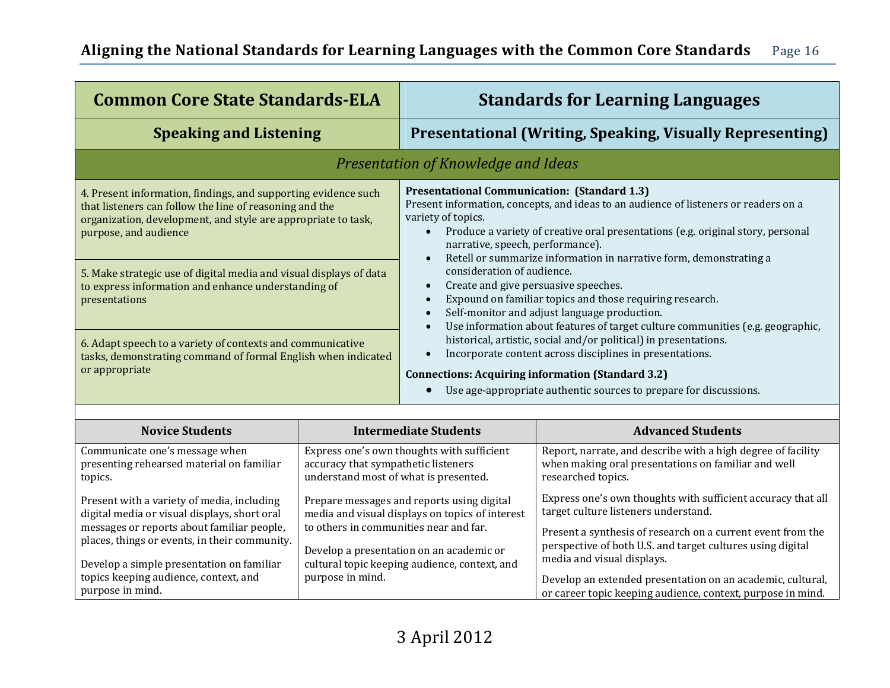| Common Core State Standards-ELA | Standards for Learning Languages |
|---|---|
| **Speaking and Listening** | **Presentational (Writing, Speaking, Visually Representing)** |
| *Presentation of Knowledge and Ideas* | |
| 4. Present information, findings, and supporting evidence such that listeners can follow the line of reasoning and the organization, development, and style are appropriate to task, purpose, and audience<br><br>5. Make strategic use of digital media and visual displays of data to express information and enhance understanding of presentations<br><br>6. Adapt speech to a variety of contexts and communicative tasks, demonstrating command of formal English when indicated or appropriate | **Presentational Communication: (Standard 1.3)**<br>Present information, concepts, and ideas to an audience of listeners or readers on a variety of topics.<br>• Produce a variety of creative oral presentations (e.g. original story, personal narrative, speech, performance).<br>• Retell or summarize information in narrative form, demonstrating a consideration of audience.<br>• Create and give persuasive speeches.<br>• Expound on familiar topics and those requiring research.<br>• Self-monitor and adjust language production.<br>• Use information about features of target culture communities (e.g. geographic, historical, artistic, social and/or political) in presentations.<br>• Incorporate content across disciplines in presentations.<br><br>**Connections: Acquiring information (Standard 3.2)**<br>• Use age-appropriate authentic sources to prepare for discussions. |

| Novice Students | Intermediate Students | Advanced Students |
|---|---|---|
| Communicate one's message when presenting rehearsed material on familiar topics.<br><br>Present with a variety of media, including digital media or visual displays, short oral messages or reports about familiar people, places, things or events, in their community.<br><br>Develop a simple presentation on familiar topics keeping audience, context, and purpose in mind. | Express one's own thoughts with sufficient accuracy that sympathetic listeners understand most of what is presented.<br><br>Prepare messages and reports using digital media and visual displays on topics of interest to others in communities near and far.<br><br>Develop a presentation on an academic or cultural topic keeping audience, context, and purpose in mind. | Report, narrate, and describe with a high degree of facility when making oral presentations on familiar and well researched topics.<br><br>Express one's own thoughts with sufficient accuracy that all target culture listeners understand.<br><br>Present a synthesis of research on a current event from the perspective of both U.S. and target cultures using digital media and visual displays.<br><br>Develop an extended presentation on an academic, cultural, or career topic keeping audience, context, purpose in mind. |

3 April 2012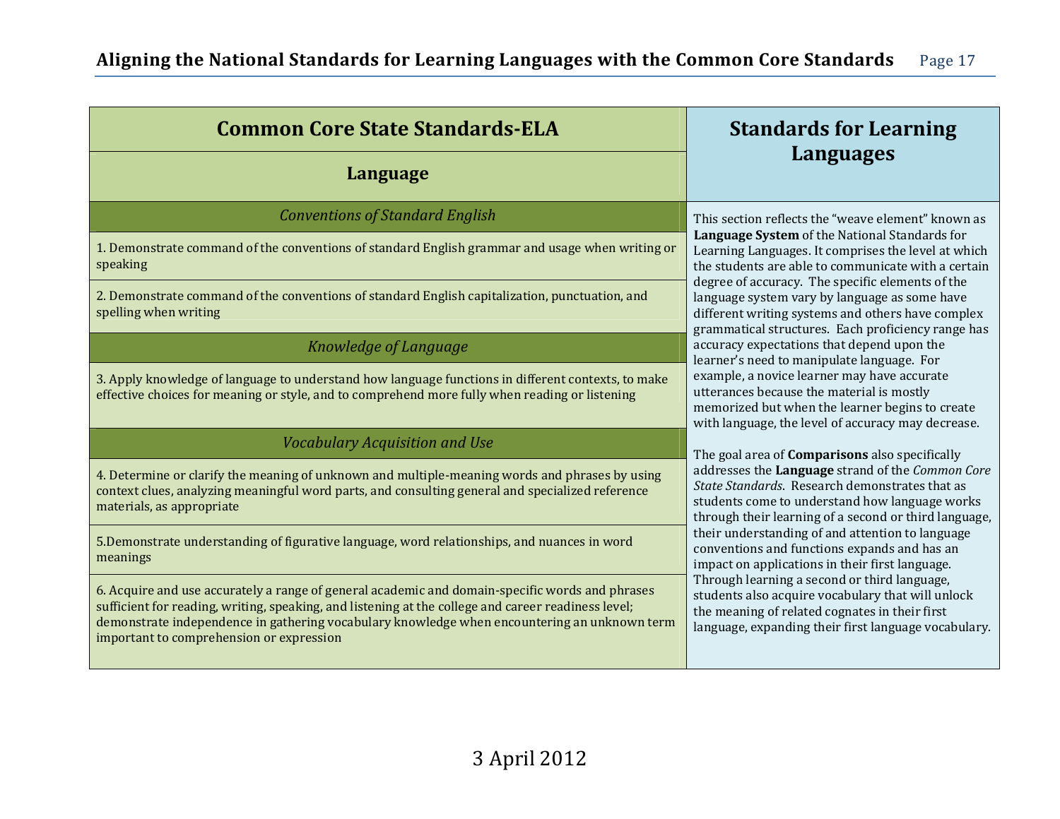| Common Core State Standards-ELA | Standards for Learning Languages |
|---|---|
| **Language** | |
| *Conventions of Standard English* | This section reflects the "weave element" known as **Language System** of the National Standards for Learning Languages. It comprises the level at which the students are able to communicate with a certain degree of accuracy. The specific elements of the language system vary by language as some have different writing systems and others have complex grammatical structures. Each proficiency range has accuracy expectations that depend upon the learner's need to manipulate language. For example, a novice learner may have accurate utterances because the material is mostly memorized but when the learner begins to create with language, the level of accuracy may decrease.<br><br>The goal area of **Comparisons** also specifically addresses the **Language** strand of the *Common Core State Standards*. Research demonstrates that as students come to understand how language works through their learning of a second or third language, their understanding of and attention to language conventions and functions expands and has an impact on applications in their first language. Through learning a second or third language, students also acquire vocabulary that will unlock the meaning of related cognates in their first language, expanding their first language vocabulary. |
| 1. Demonstrate command of the conventions of standard English grammar and usage when writing or speaking | |
| 2. Demonstrate command of the conventions of standard English capitalization, punctuation, and spelling when writing | |
| *Knowledge of Language* | |
| 3. Apply knowledge of language to understand how language functions in different contexts, to make effective choices for meaning or style, and to comprehend more fully when reading or listening | |
| *Vocabulary Acquisition and Use* | |
| 4. Determine or clarify the meaning of unknown and multiple-meaning words and phrases by using context clues, analyzing meaningful word parts, and consulting general and specialized reference materials, as appropriate | |
| 5.Demonstrate understanding of figurative language, word relationships, and nuances in word meanings | |
| 6. Acquire and use accurately a range of general academic and domain-specific words and phrases sufficient for reading, writing, speaking, and listening at the college and career readiness level; demonstrate independence in gathering vocabulary knowledge when encountering an unknown term important to comprehension or expression | |

3 April 2012